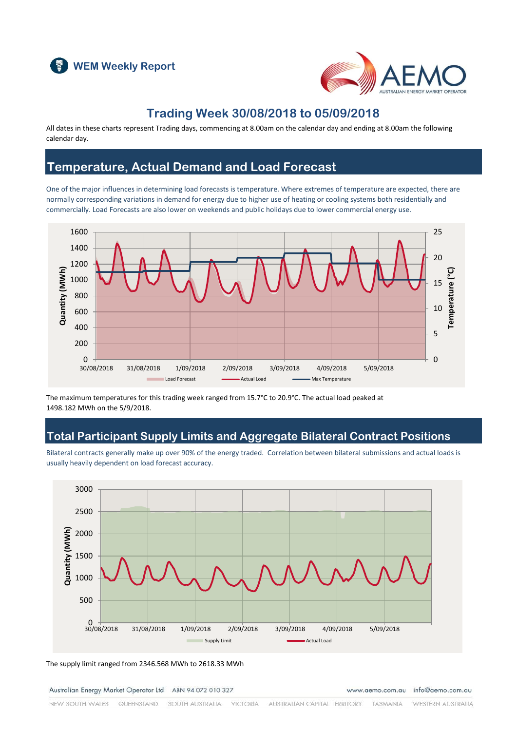WEM Weekly Report

# Trading Week 30/08/2018 to 05/09/2018

All dates in these charts represent Trading days, commencing at 8.00am on the calendar day and ending at 8.00am the following calendar day.

## Temperature, Actual Demand and Load Forecast

One of the major influences in determining load forecasts is temperature. Where extremes of temperature are expected, there are normally corresponding variations in demand for energy due to higher use of heating or cooling systems both residentially and commercially. Load Forecasts are also lower on weekends and public holidays due to lower commercial energy use.

The maximum temperatures for this trading week ranged from 15.7°C to 20.9°C. The actual load peaked at 1498.182 MWh on the 5/9/2018.

## Total Participant Supply Limits and Aggregate Bilateral Contract Positions

Bilateral contracts generally make up over 90% of the energy traded. Correlation between bilateral submissions and actual loads is usually heavily dependent on load forecast accuracy.

The supply limit ranged from 2346.568 MWh to 2618.33 MWh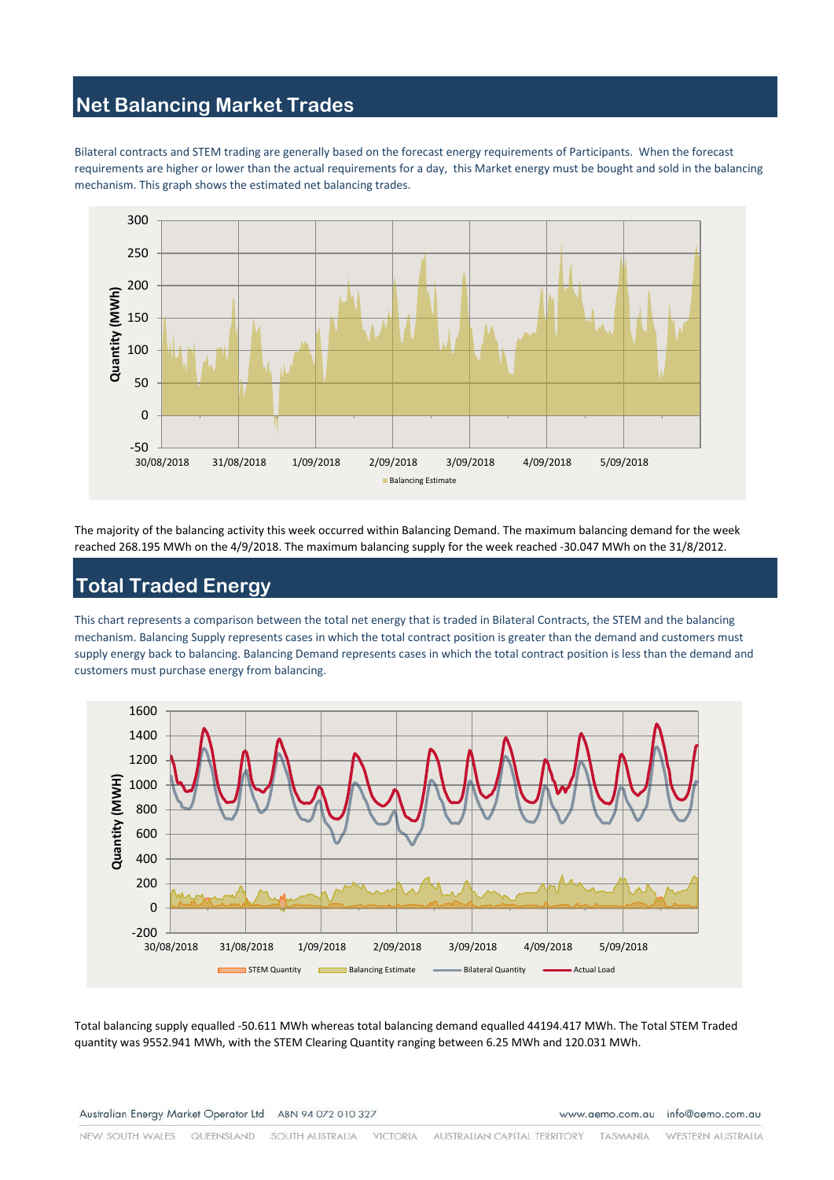## Net Balancing Market Trades

Bilateral contracts and STEM trading are generally based on the forecast energy requirements of Participants. When the forecast requirements are higher or lower than the actual requirements for a day, this Market energy must be bought and sold in the balancing mechanism. This graph shows the estimated net balancing trades.

The majority of the balancing activity this week occurred within Balancing Demand. The maximum balancing demand for the week reached 268.195 MWh on the 4/9/2018. The maximum balancing supply for the week reached -30.047 MWh on the 31/8/2012.

## Total Traded Energy

This chart represents a comparison between the total net energy that is traded in Bilateral Contracts, the STEM and the balancing mechanism. Balancing Supply represents cases in which the total contract position is greater than the demand and customers must supply energy back to balancing. Balancing Demand represents cases in which the total contract position is less than the demand and customers must purchase energy from balancing.

Total balancing supply equalled -50.611 MWh whereas total balancing demand equalled 44194.417 MWh. The Total STEM Traded quantity was 9552.941 MWh, with the STEM Clearing Quantity ranging between 6.25 MWh and 120.031 MWh.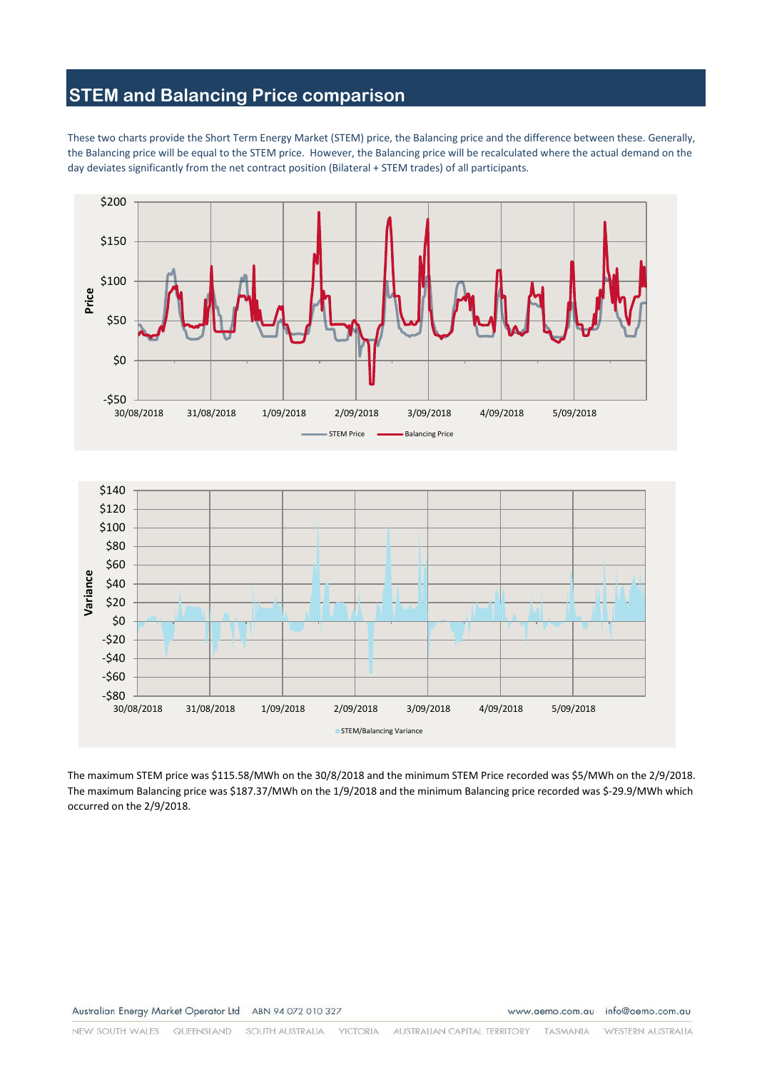## STEM and Balancing Price comparison

These two charts provide the Short Term Energy Market (STEM) price, the Balancing price and the difference between these. Generally, the Balancing price will be equal to the STEM price. However, the Balancing price will be recalculated where the actual demand on the day deviates significantly from the net contract position (Bilateral + STEM trades) of all participants.

Price

$200
$150
$100
$50
$0
-$50

30/08/2018 31/08/2018 1/09/2018 2/09/2018 3/09/2018 4/09/2018 5/09/2018

STEM Price Balancing Price

Variance

$140
$120
$100
$80
$60
$40
$20
$0
-$20
-$40
-$60
-$80

30/08/2018 31/08/2018 1/09/2018 2/09/2018 3/09/2018 4/09/2018 5/09/2018

STEM/Balancing Variance

The maximum STEM price was $115.58/MWh on the 30/8/2018 and the minimum STEM Price recorded was $5/MWh on the 2/9/2018. The maximum Balancing price was $187.37/MWh on the 1/9/2018 and the minimum Balancing price recorded was $-29.9/MWh which occurred on the 2/9/2018.